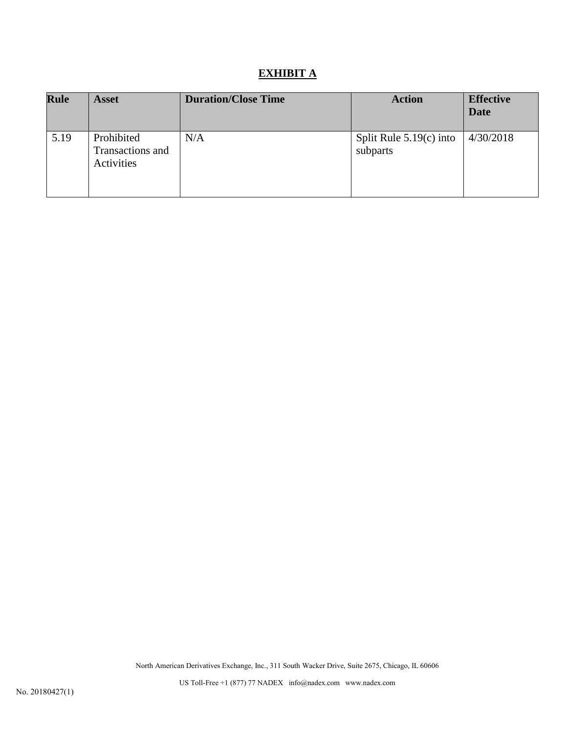# EXHIBIT A

| Rule | Asset | Duration/Close Time | Action | Effective Date |
|---|---|---|---|---|
| 5.19 | Prohibited Transactions and Activities | N/A | Split Rule 5.19(c) into subparts | 4/30/2018 |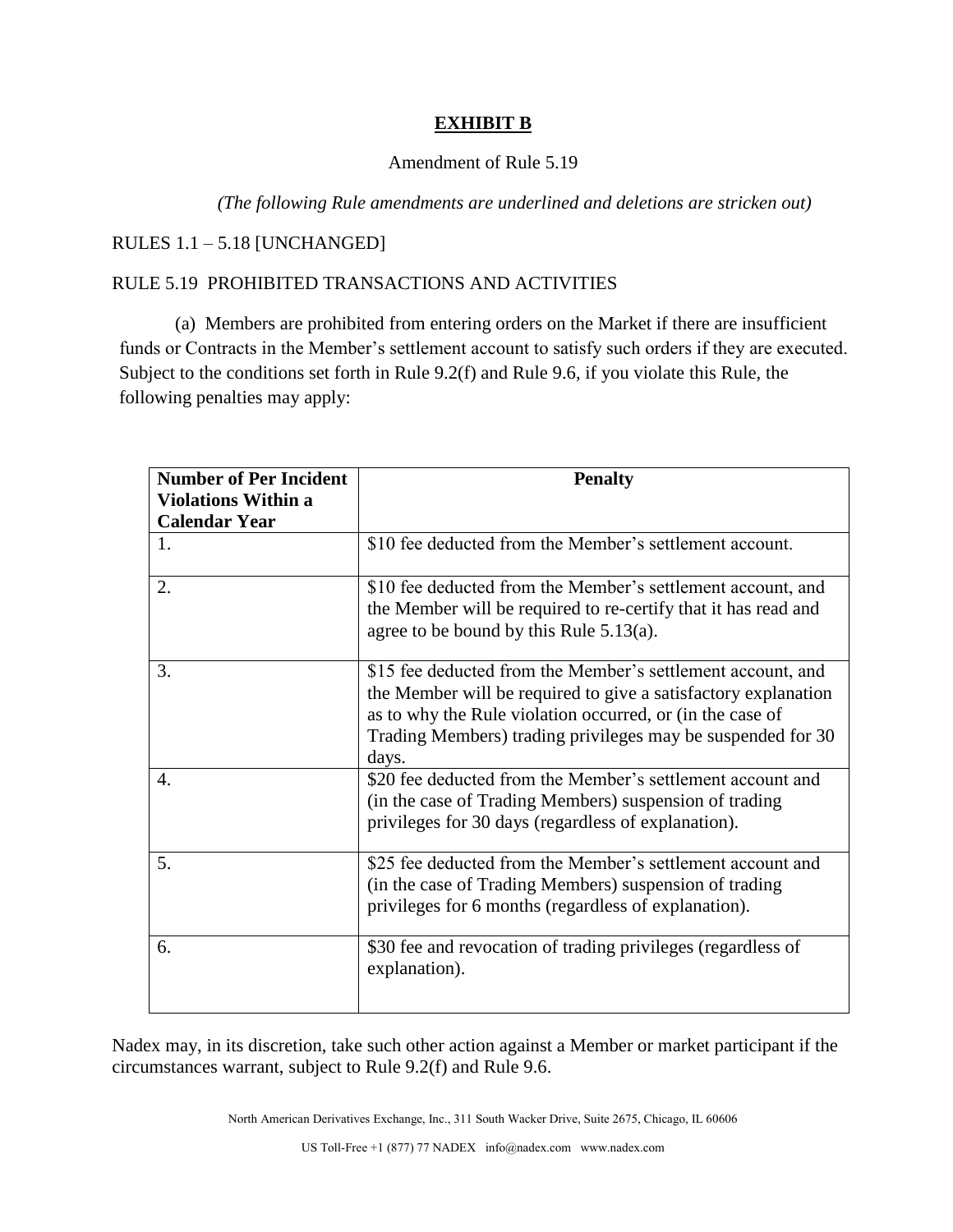# EXHIBIT B

Amendment of Rule 5.19

*(The following Rule amendments are underlined and deletions are stricken out)*

RULES 1.1 – 5.18 [UNCHANGED]

RULE 5.19 PROHIBITED TRANSACTIONS AND ACTIVITIES

(a) Members are prohibited from entering orders on the Market if there are insufficient funds or Contracts in the Member's settlement account to satisfy such orders if they are executed. Subject to the conditions set forth in Rule 9.2(f) and Rule 9.6, if you violate this Rule, the following penalties may apply:

| Number of Per Incident Violations Within a Calendar Year | Penalty |
|---|---|
| 1. | $10 fee deducted from the Member's settlement account. |
| 2. | $10 fee deducted from the Member's settlement account, and the Member will be required to re-certify that it has read and agree to be bound by this Rule 5.13(a). |
| 3. | $15 fee deducted from the Member's settlement account, and the Member will be required to give a satisfactory explanation as to why the Rule violation occurred, or (in the case of Trading Members) trading privileges may be suspended for 30 days. |
| 4. | $20 fee deducted from the Member's settlement account and (in the case of Trading Members) suspension of trading privileges for 30 days (regardless of explanation). |
| 5. | $25 fee deducted from the Member's settlement account and (in the case of Trading Members) suspension of trading privileges for 6 months (regardless of explanation). |
| 6. | $30 fee and revocation of trading privileges (regardless of explanation). |

Nadex may, in its discretion, take such other action against a Member or market participant if the circumstances warrant, subject to Rule 9.2(f) and Rule 9.6.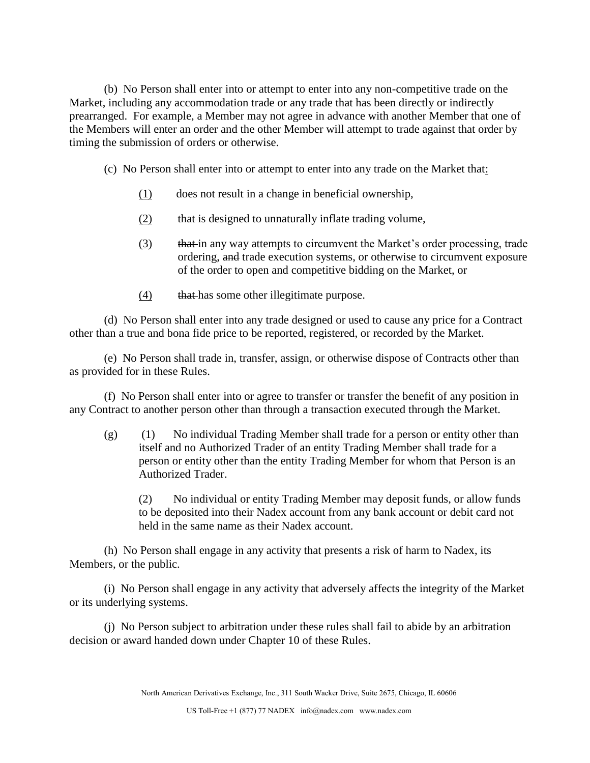(b) No Person shall enter into or attempt to enter into any non-competitive trade on the Market, including any accommodation trade or any trade that has been directly or indirectly prearranged. For example, a Member may not agree in advance with another Member that one of the Members will enter an order and the other Member will attempt to trade against that order by timing the submission of orders or otherwise.

(c) No Person shall enter into or attempt to enter into any trade on the Market that:

(1) does not result in a change in beneficial ownership,

(2) ~~that~~ is designed to unnaturally inflate trading volume,

(3) ~~that~~ in any way attempts to circumvent the Market's order processing, trade ordering, ~~and~~ trade execution systems, or otherwise to circumvent exposure of the order to open and competitive bidding on the Market, or

(4) ~~that~~ has some other illegitimate purpose.

(d) No Person shall enter into any trade designed or used to cause any price for a Contract other than a true and bona fide price to be reported, registered, or recorded by the Market.

(e) No Person shall trade in, transfer, assign, or otherwise dispose of Contracts other than as provided for in these Rules.

(f) No Person shall enter into or agree to transfer or transfer the benefit of any position in any Contract to another person other than through a transaction executed through the Market.

(g) (1) No individual Trading Member shall trade for a person or entity other than itself and no Authorized Trader of an entity Trading Member shall trade for a person or entity other than the entity Trading Member for whom that Person is an Authorized Trader.

(2) No individual or entity Trading Member may deposit funds, or allow funds to be deposited into their Nadex account from any bank account or debit card not held in the same name as their Nadex account.

(h) No Person shall engage in any activity that presents a risk of harm to Nadex, its Members, or the public.

(i) No Person shall engage in any activity that adversely affects the integrity of the Market or its underlying systems.

(j) No Person subject to arbitration under these rules shall fail to abide by an arbitration decision or award handed down under Chapter 10 of these Rules.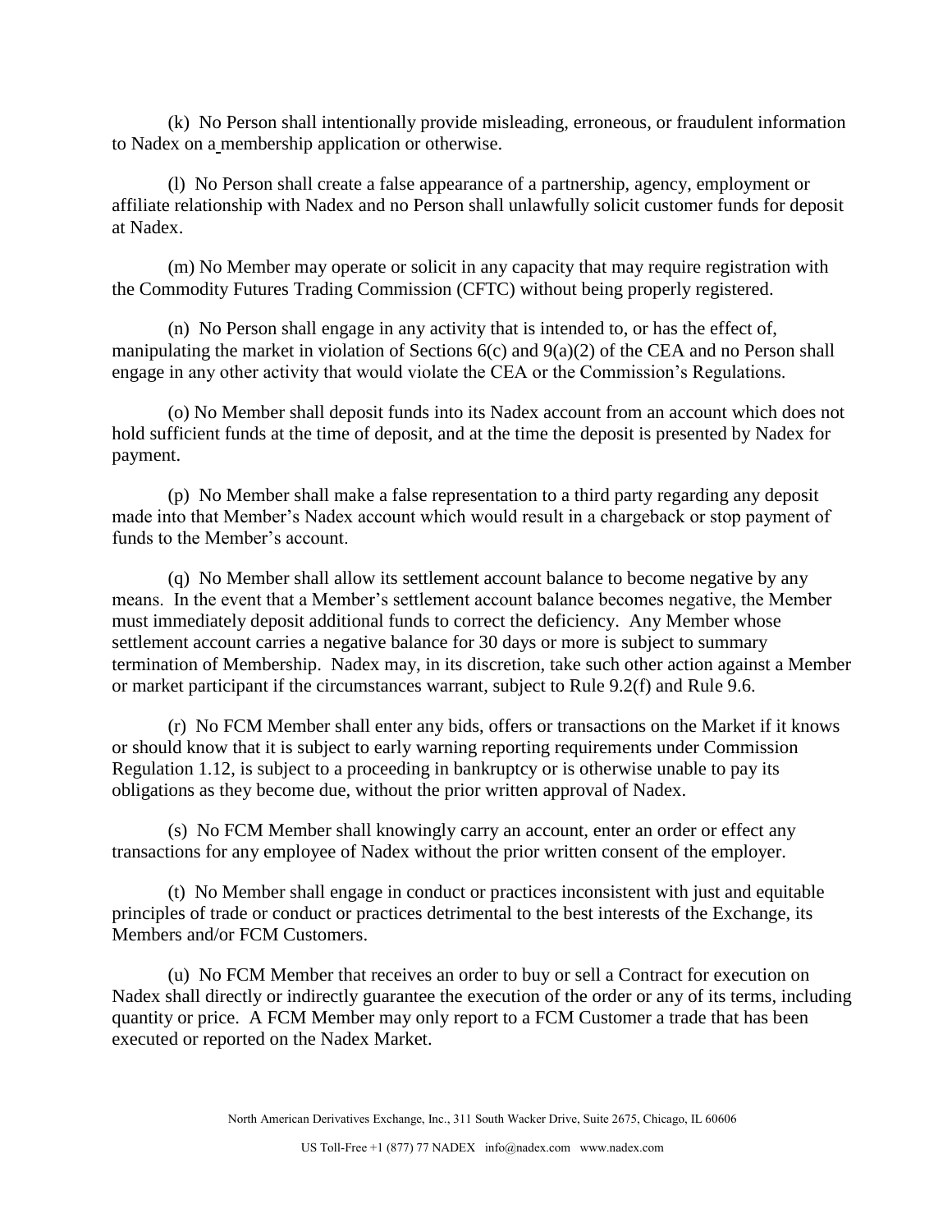(k) No Person shall intentionally provide misleading, erroneous, or fraudulent information to Nadex on a membership application or otherwise.

(l) No Person shall create a false appearance of a partnership, agency, employment or affiliate relationship with Nadex and no Person shall unlawfully solicit customer funds for deposit at Nadex.

(m) No Member may operate or solicit in any capacity that may require registration with the Commodity Futures Trading Commission (CFTC) without being properly registered.

(n) No Person shall engage in any activity that is intended to, or has the effect of, manipulating the market in violation of Sections 6(c) and 9(a)(2) of the CEA and no Person shall engage in any other activity that would violate the CEA or the Commission's Regulations.

(o) No Member shall deposit funds into its Nadex account from an account which does not hold sufficient funds at the time of deposit, and at the time the deposit is presented by Nadex for payment.

(p) No Member shall make a false representation to a third party regarding any deposit made into that Member's Nadex account which would result in a chargeback or stop payment of funds to the Member's account.

(q) No Member shall allow its settlement account balance to become negative by any means. In the event that a Member's settlement account balance becomes negative, the Member must immediately deposit additional funds to correct the deficiency. Any Member whose settlement account carries a negative balance for 30 days or more is subject to summary termination of Membership. Nadex may, in its discretion, take such other action against a Member or market participant if the circumstances warrant, subject to Rule 9.2(f) and Rule 9.6.

(r) No FCM Member shall enter any bids, offers or transactions on the Market if it knows or should know that it is subject to early warning reporting requirements under Commission Regulation 1.12, is subject to a proceeding in bankruptcy or is otherwise unable to pay its obligations as they become due, without the prior written approval of Nadex.

(s) No FCM Member shall knowingly carry an account, enter an order or effect any transactions for any employee of Nadex without the prior written consent of the employer.

(t) No Member shall engage in conduct or practices inconsistent with just and equitable principles of trade or conduct or practices detrimental to the best interests of the Exchange, its Members and/or FCM Customers.

(u) No FCM Member that receives an order to buy or sell a Contract for execution on Nadex shall directly or indirectly guarantee the execution of the order or any of its terms, including quantity or price. A FCM Member may only report to a FCM Customer a trade that has been executed or reported on the Nadex Market.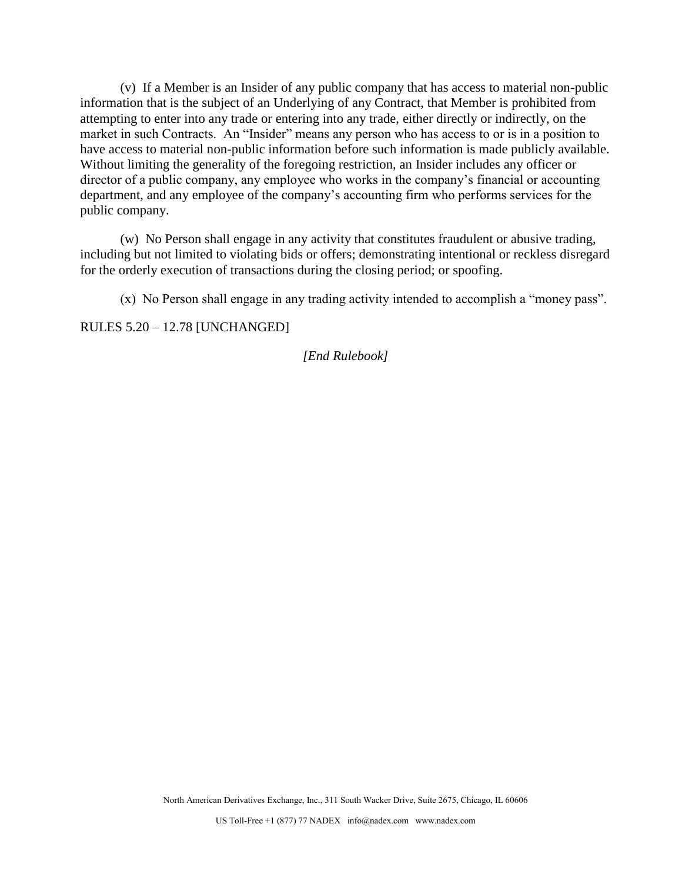(v) If a Member is an Insider of any public company that has access to material non-public information that is the subject of an Underlying of any Contract, that Member is prohibited from attempting to enter into any trade or entering into any trade, either directly or indirectly, on the market in such Contracts. An "Insider" means any person who has access to or is in a position to have access to material non-public information before such information is made publicly available. Without limiting the generality of the foregoing restriction, an Insider includes any officer or director of a public company, any employee who works in the company's financial or accounting department, and any employee of the company's accounting firm who performs services for the public company.

(w) No Person shall engage in any activity that constitutes fraudulent or abusive trading, including but not limited to violating bids or offers; demonstrating intentional or reckless disregard for the orderly execution of transactions during the closing period; or spoofing.

(x) No Person shall engage in any trading activity intended to accomplish a "money pass".

RULES 5.20 – 12.78 [UNCHANGED]

*[End Rulebook]*